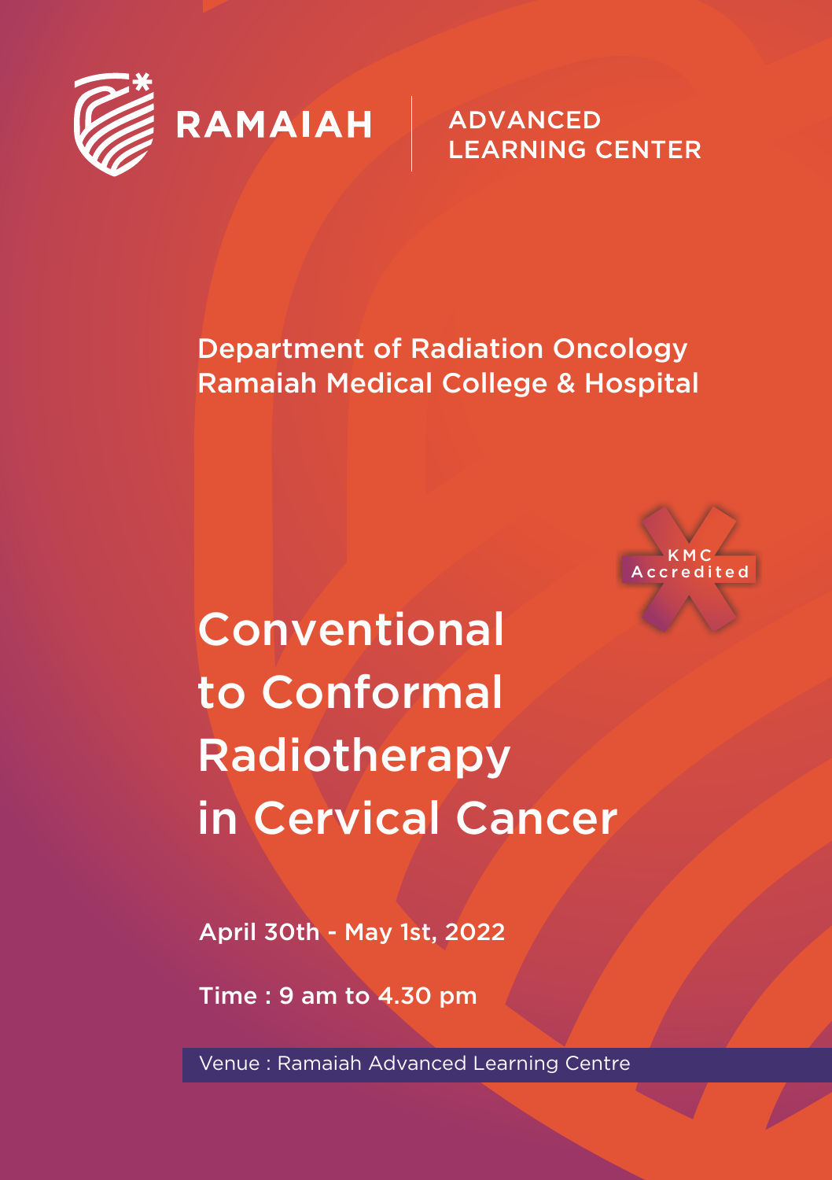RAMAIAH | ADVANCED LEARNING CENTER

Department of Radiation Oncology
Ramaiah Medical College & Hospital

KMC Accredited

# Conventional to Conformal Radiotherapy in Cervical Cancer

April 30th - May 1st, 2022

Time : 9 am to 4.30 pm

Venue : Ramaiah Advanced Learning Centre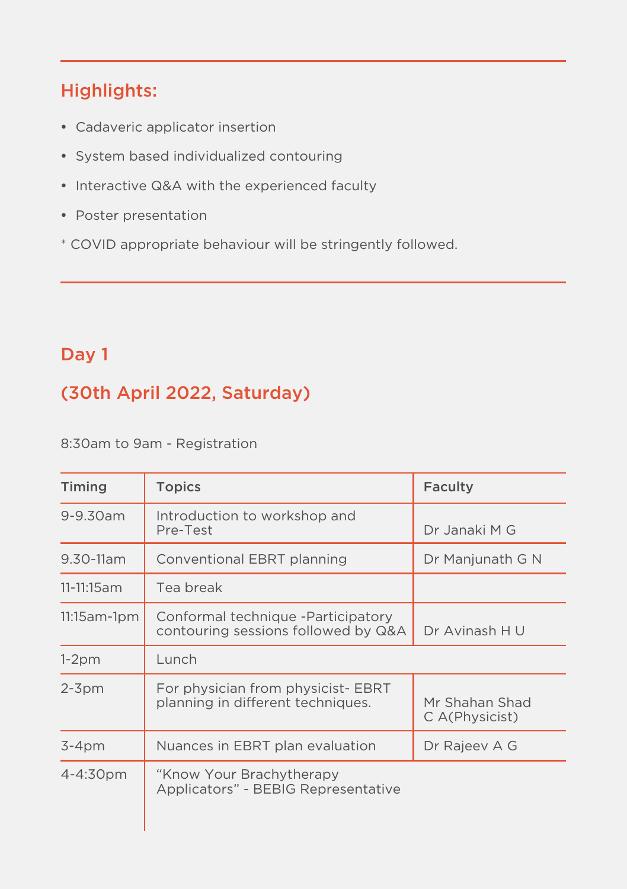## Highlights:

- Cadaveric applicator insertion
- System based individualized contouring
- Interactive Q&A with the experienced faculty
- Poster presentation

\* COVID appropriate behaviour will be stringently followed.

## Day 1

## (30th April 2022, Saturday)

8:30am to 9am - Registration

| Timing | Topics | Faculty |
|---|---|---|
| 9-9.30am | Introduction to workshop and Pre-Test | Dr Janaki M G |
| 9.30-11am | Conventional EBRT planning | Dr Manjunath G N |
| 11-11:15am | Tea break | |
| 11:15am-1pm | Conformal technique -Participatory contouring sessions followed by Q&A | Dr Avinash H U |
| 1-2pm | Lunch | |
| 2-3pm | For physician from physicist- EBRT planning in different techniques. | Mr Shahan Shad C A(Physicist) |
| 3-4pm | Nuances in EBRT plan evaluation | Dr Rajeev A G |
| 4-4:30pm | "Know Your Brachytherapy Applicators" - BEBIG Representative | |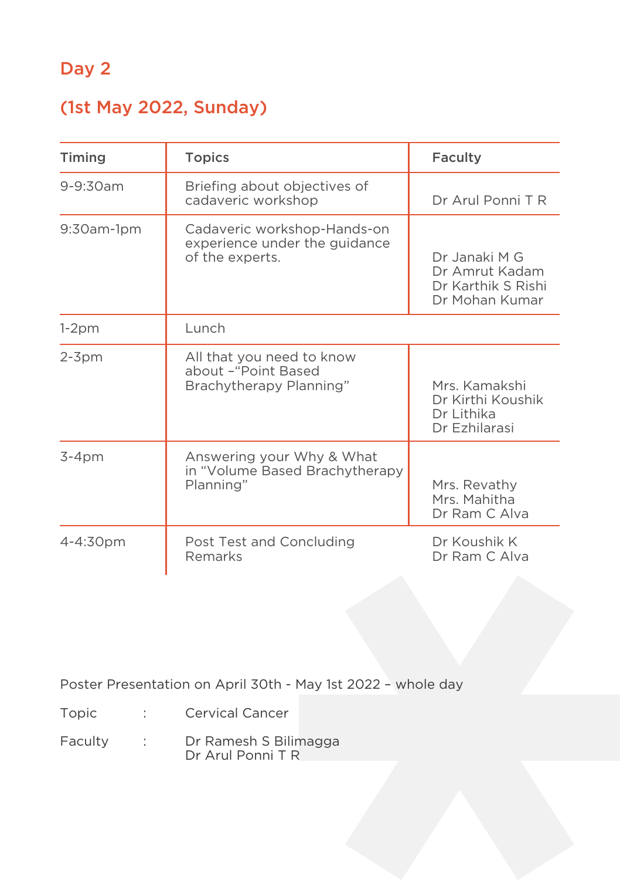## Day 2

## (1st May 2022, Sunday)

| Timing | Topics | Faculty |
|---|---|---|
| 9-9:30am | Briefing about objectives of cadaveric workshop | Dr Arul Ponni T R |
| 9:30am-1pm | Cadaveric workshop-Hands-on experience under the guidance of the experts. | Dr Janaki M G<br>Dr Amrut Kadam<br>Dr Karthik S Rishi<br>Dr Mohan Kumar |
| 1-2pm | Lunch | |
| 2-3pm | All that you need to know about –"Point Based Brachytherapy Planning" | Mrs. Kamakshi<br>Dr Kirthi Koushik<br>Dr Lithika<br>Dr Ezhilarasi |
| 3-4pm | Answering your Why & What in "Volume Based Brachytherapy Planning" | Mrs. Revathy<br>Mrs. Mahitha<br>Dr Ram C Alva |
| 4-4:30pm | Post Test and Concluding Remarks | Dr Koushik K<br>Dr Ram C Alva |

Poster Presentation on April 30th - May 1st 2022 – whole day

Topic : Cervical Cancer

Faculty : Dr Ramesh S Bilimagga
Dr Arul Ponni T R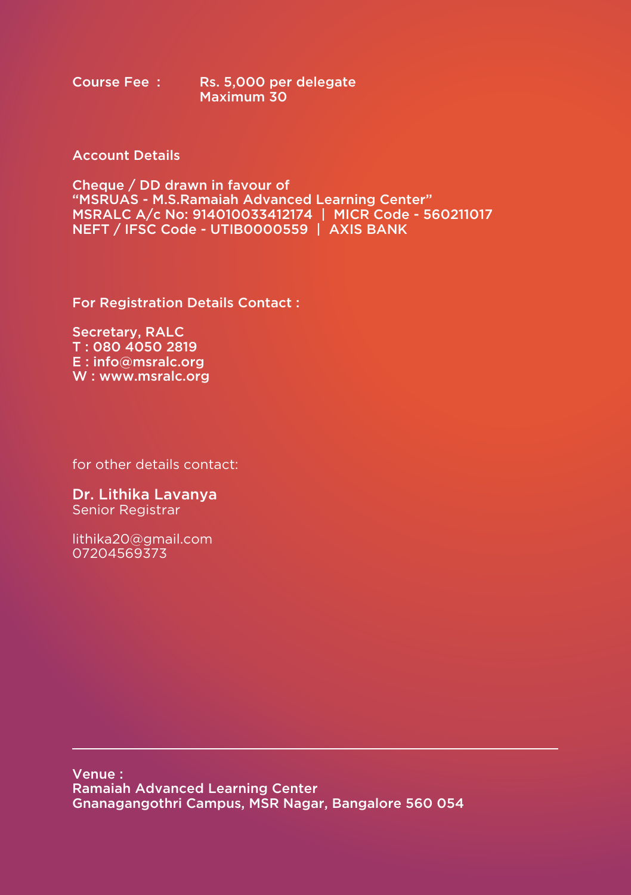Course Fee : Rs. 5,000 per delegate
Maximum 30

**Account Details**

Cheque / DD drawn in favour of
"MSRUAS - M.S.Ramaiah Advanced Learning Center"
MSRALC A/c No: 914010033412174 | MICR Code - 560211017
NEFT / IFSC Code - UTIB0000559 | AXIS BANK

**For Registration Details Contact :**

Secretary, RALC
T : 080 4050 2819
E : info@msralc.org
W : www.msralc.org

for other details contact:

**Dr. Lithika Lavanya**
Senior Registrar

lithika20@gmail.com
07204569373

---

Venue :
Ramaiah Advanced Learning Center
Gnanagangothri Campus, MSR Nagar, Bangalore 560 054